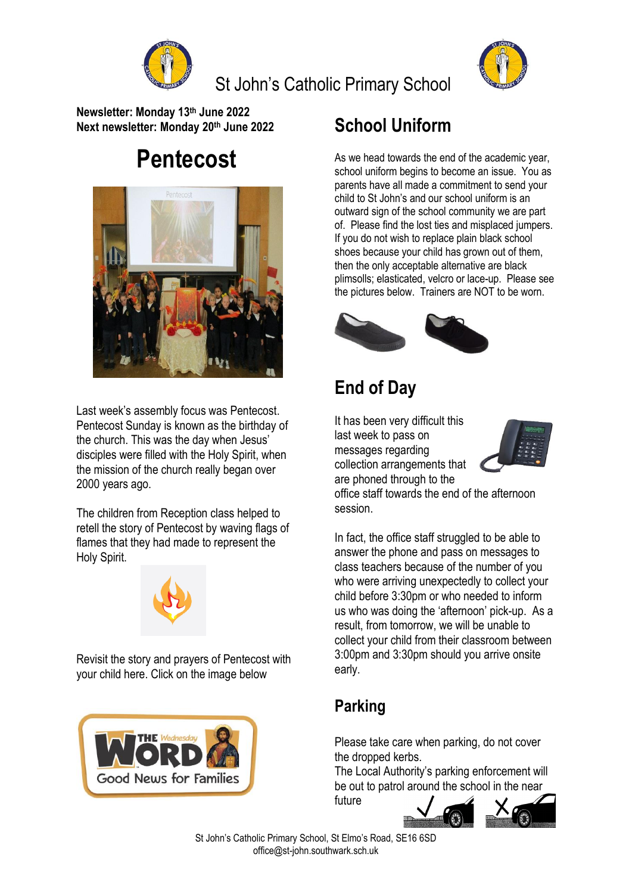# St John's Catholic Primary School

**Newsletter: Monday 13th June 2022**
**Next newsletter: Monday 20th June 2022**

## Pentecost

Last week's assembly focus was Pentecost. Pentecost Sunday is known as the birthday of the church. This was the day when Jesus' disciples were filled with the Holy Spirit, when the mission of the church really began over 2000 years ago.

The children from Reception class helped to retell the story of Pentecost by waving flags of flames that they had made to represent the Holy Spirit.

Revisit the story and prayers of Pentecost with your child here. Click on the image below

## School Uniform

As we head towards the end of the academic year, school uniform begins to become an issue. You as parents have all made a commitment to send your child to St John's and our school uniform is an outward sign of the school community we are part of. Please find the lost ties and misplaced jumpers. If you do not wish to replace plain black school shoes because your child has grown out of them, then the only acceptable alternative are black plimsolls; elasticated, velcro or lace-up. Please see the pictures below. Trainers are NOT to be worn.

## End of Day

It has been very difficult this last week to pass on messages regarding collection arrangements that are phoned through to the office staff towards the end of the afternoon session.

In fact, the office staff struggled to be able to answer the phone and pass on messages to class teachers because of the number of you who were arriving unexpectedly to collect your child before 3:30pm or who needed to inform us who was doing the 'afternoon' pick-up. As a result, from tomorrow, we will be unable to collect your child from their classroom between 3:00pm and 3:30pm should you arrive onsite early.

## Parking

Please take care when parking, do not cover the dropped kerbs.
The Local Authority's parking enforcement will be out to patrol around the school in the near future

St John's Catholic Primary School, St Elmo's Road, SE16 6SD
office@st-john.southwark.sch.uk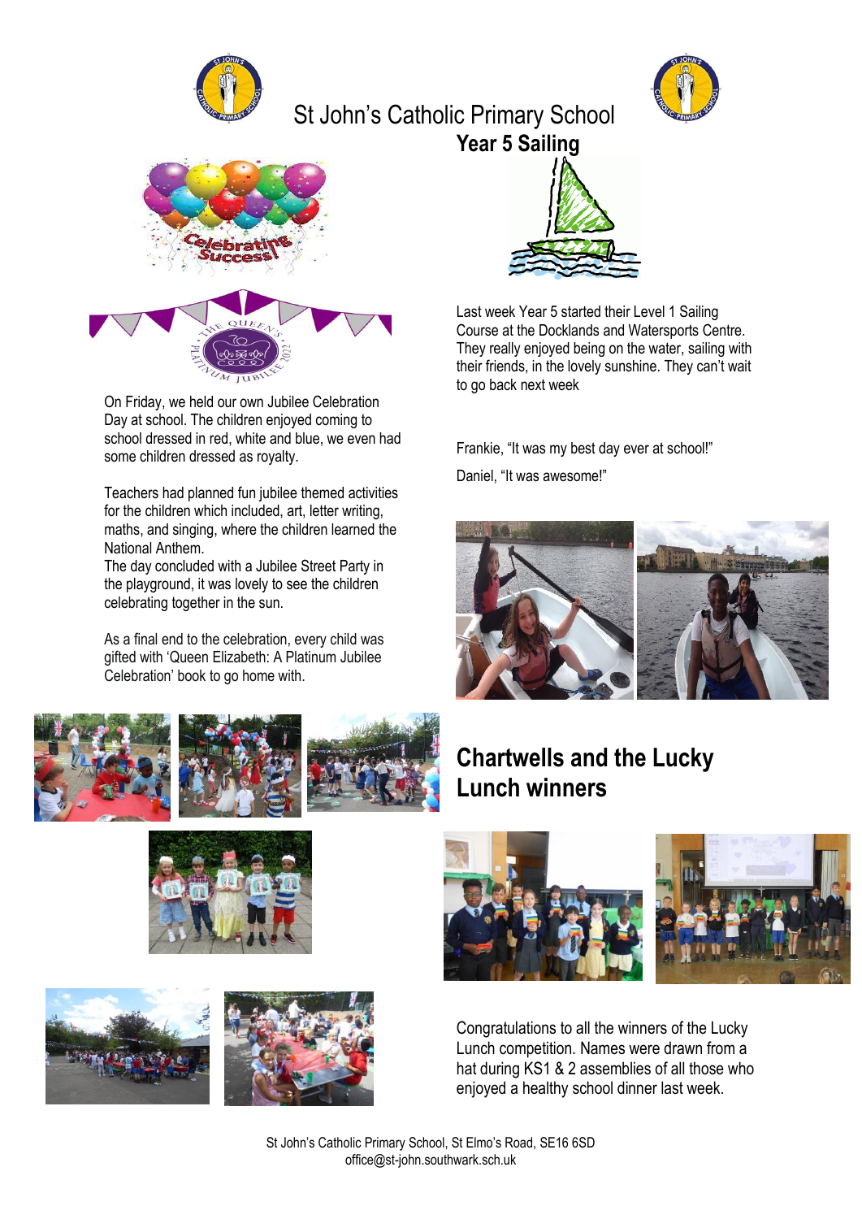# St John's Catholic Primary School

## Year 5 Sailing

On Friday, we held our own Jubilee Celebration Day at school. The children enjoyed coming to school dressed in red, white and blue, we even had some children dressed as royalty.

Teachers had planned fun jubilee themed activities for the children which included, art, letter writing, maths, and singing, where the children learned the National Anthem.
The day concluded with a Jubilee Street Party in the playground, it was lovely to see the children celebrating together in the sun.

As a final end to the celebration, every child was gifted with 'Queen Elizabeth: A Platinum Jubilee Celebration' book to go home with.

Last week Year 5 started their Level 1 Sailing Course at the Docklands and Watersports Centre. They really enjoyed being on the water, sailing with their friends, in the lovely sunshine. They can't wait to go back next week

Frankie, "It was my best day ever at school!"

Daniel, "It was awesome!"

## Chartwells and the Lucky Lunch winners

Congratulations to all the winners of the Lucky Lunch competition. Names were drawn from a hat during KS1 & 2 assemblies of all those who enjoyed a healthy school dinner last week.

St John's Catholic Primary School, St Elmo's Road, SE16 6SD
office@st-john.southwark.sch.uk